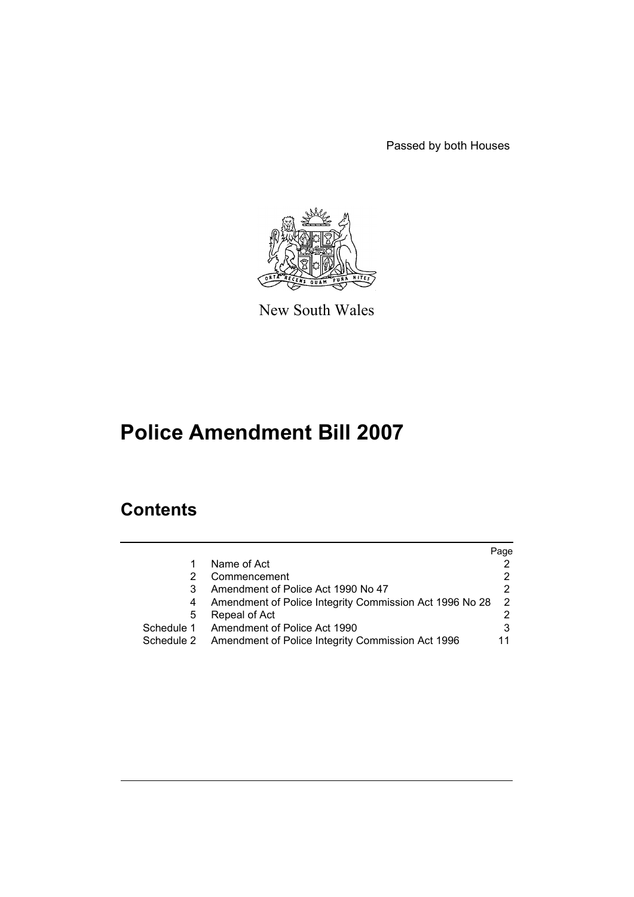Passed by both Houses

New South Wales

# Police Amendment Bill 2007

## Contents

| | | Page |
|---|---|---|
| 1 | Name of Act | 2 |
| 2 | Commencement | 2 |
| 3 | Amendment of Police Act 1990 No 47 | 2 |
| 4 | Amendment of Police Integrity Commission Act 1996 No 28 | 2 |
| 5 | Repeal of Act | 2 |
| Schedule 1 | Amendment of Police Act 1990 | 3 |
| Schedule 2 | Amendment of Police Integrity Commission Act 1996 | 11 |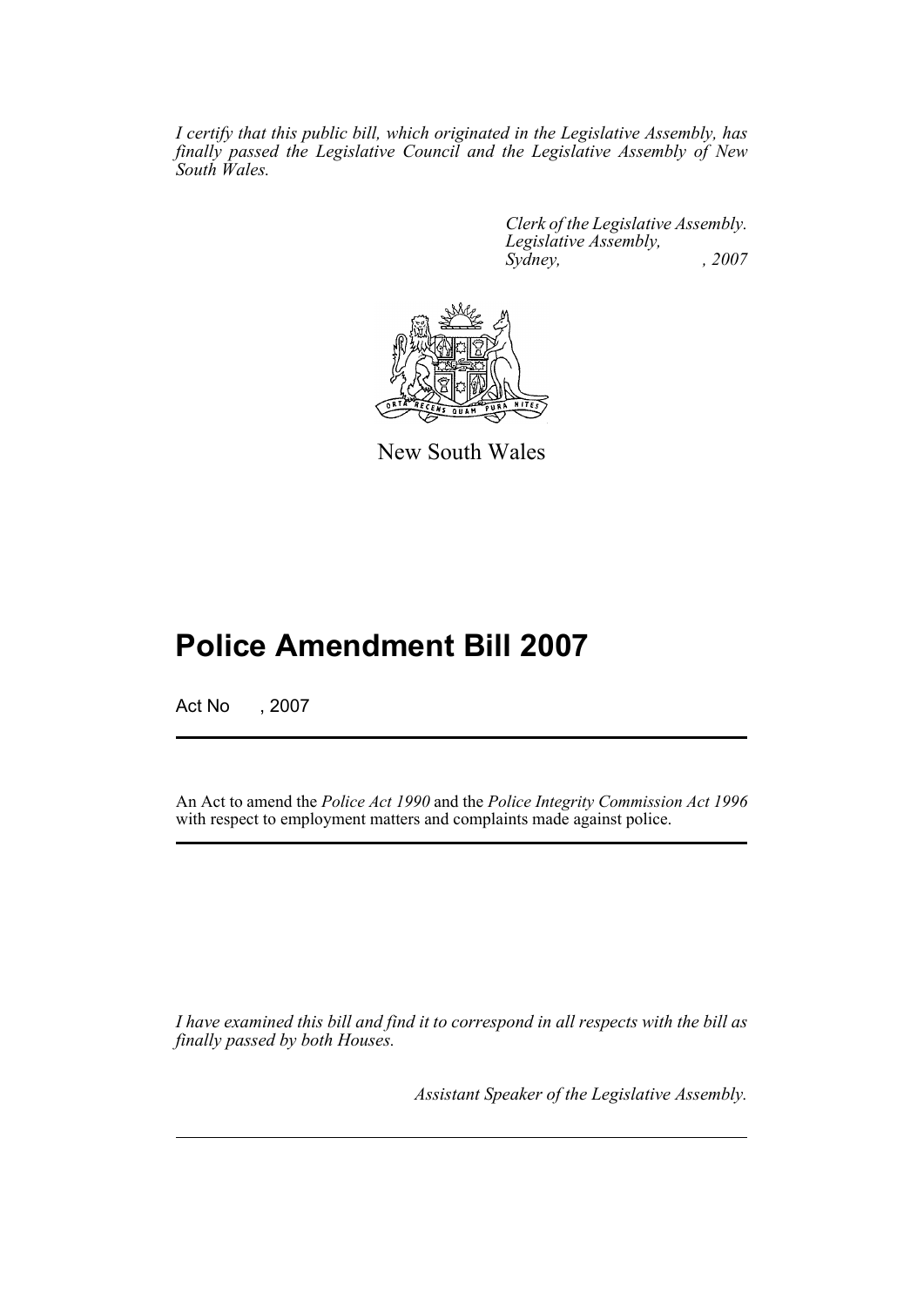*I certify that this public bill, which originated in the Legislative Assembly, has finally passed the Legislative Council and the Legislative Assembly of New South Wales.*

*Clerk of the Legislative Assembly.*
*Legislative Assembly,*
*Sydney, , 2007*

New South Wales

# Police Amendment Bill 2007

Act No , 2007

An Act to amend the *Police Act 1990* and the *Police Integrity Commission Act 1996* with respect to employment matters and complaints made against police.

*I have examined this bill and find it to correspond in all respects with the bill as finally passed by both Houses.*

*Assistant Speaker of the Legislative Assembly.*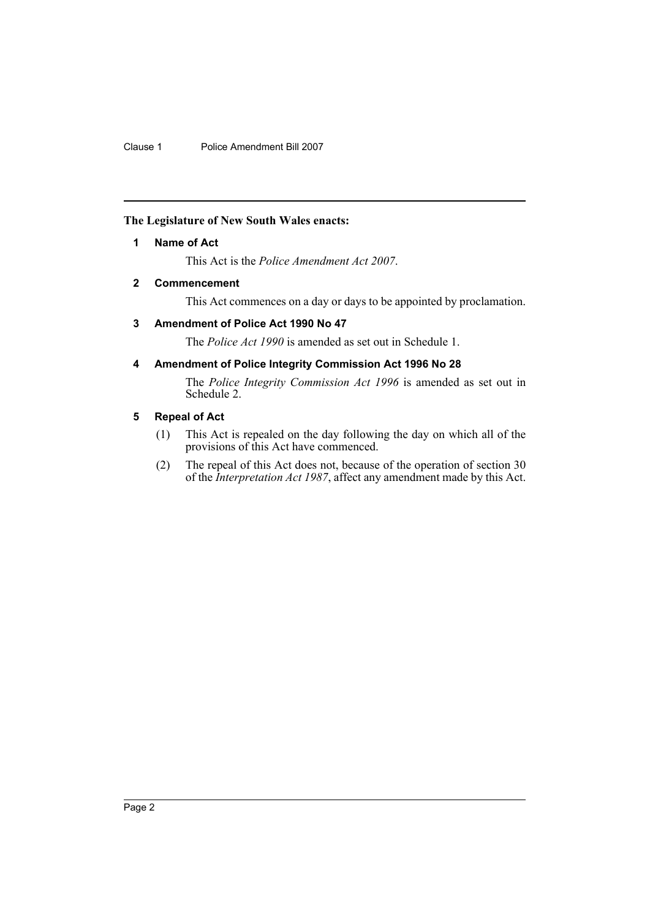**The Legislature of New South Wales enacts:**

### 1 Name of Act

This Act is the *Police Amendment Act 2007*.

### 2 Commencement

This Act commences on a day or days to be appointed by proclamation.

### 3 Amendment of Police Act 1990 No 47

The *Police Act 1990* is amended as set out in Schedule 1.

### 4 Amendment of Police Integrity Commission Act 1996 No 28

The *Police Integrity Commission Act 1996* is amended as set out in Schedule 2.

### 5 Repeal of Act

(1) This Act is repealed on the day following the day on which all of the provisions of this Act have commenced.

(2) The repeal of this Act does not, because of the operation of section 30 of the *Interpretation Act 1987*, affect any amendment made by this Act.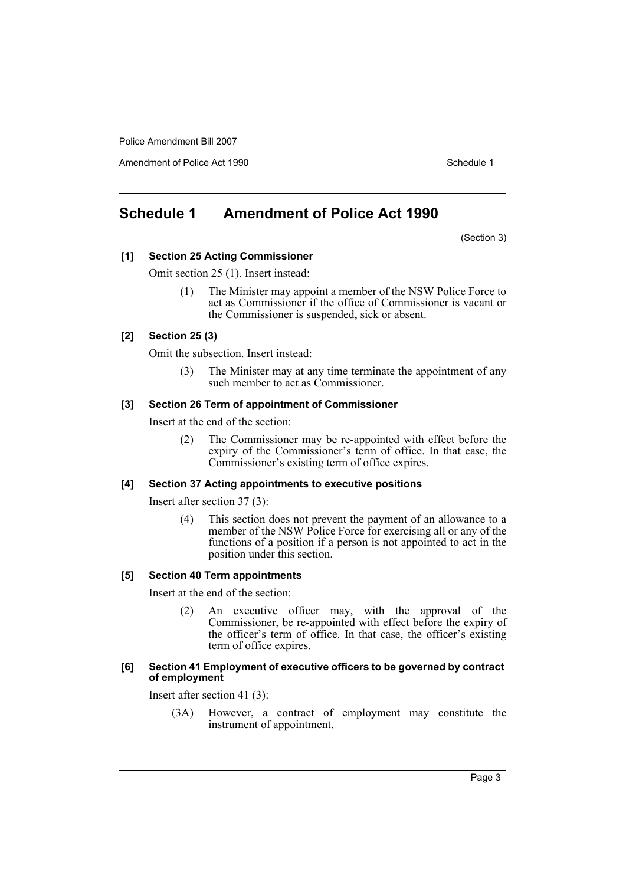## Schedule 1 Amendment of Police Act 1990

(Section 3)

**[1] Section 25 Acting Commissioner**

Omit section 25 (1). Insert instead:

> (1) The Minister may appoint a member of the NSW Police Force to act as Commissioner if the office of Commissioner is vacant or the Commissioner is suspended, sick or absent.

**[2] Section 25 (3)**

Omit the subsection. Insert instead:

> (3) The Minister may at any time terminate the appointment of any such member to act as Commissioner.

**[3] Section 26 Term of appointment of Commissioner**

Insert at the end of the section:

> (2) The Commissioner may be re-appointed with effect before the expiry of the Commissioner's term of office. In that case, the Commissioner's existing term of office expires.

**[4] Section 37 Acting appointments to executive positions**

Insert after section 37 (3):

> (4) This section does not prevent the payment of an allowance to a member of the NSW Police Force for exercising all or any of the functions of a position if a person is not appointed to act in the position under this section.

**[5] Section 40 Term appointments**

Insert at the end of the section:

> (2) An executive officer may, with the approval of the Commissioner, be re-appointed with effect before the expiry of the officer's term of office. In that case, the officer's existing term of office expires.

**[6] Section 41 Employment of executive officers to be governed by contract of employment**

Insert after section 41 (3):

> (3A) However, a contract of employment may constitute the instrument of appointment.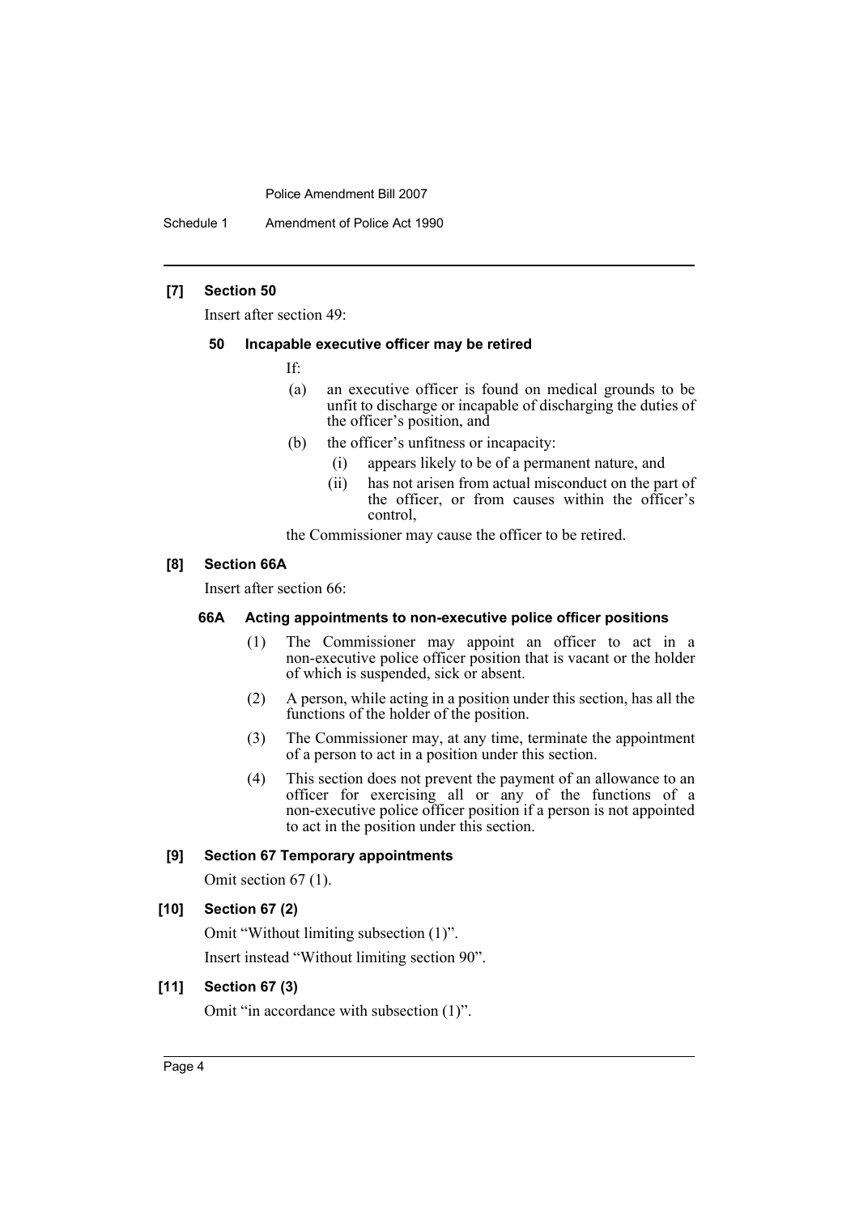#### [7] Section 50

Insert after section 49:

##### 50 Incapable executive officer may be retired

If:

(a) an executive officer is found on medical grounds to be unfit to discharge or incapable of discharging the duties of the officer's position, and

(b) the officer's unfitness or incapacity:

(i) appears likely to be of a permanent nature, and

(ii) has not arisen from actual misconduct on the part of the officer, or from causes within the officer's control,

the Commissioner may cause the officer to be retired.

#### [8] Section 66A

Insert after section 66:

##### 66A Acting appointments to non-executive police officer positions

(1) The Commissioner may appoint an officer to act in a non-executive police officer position that is vacant or the holder of which is suspended, sick or absent.

(2) A person, while acting in a position under this section, has all the functions of the holder of the position.

(3) The Commissioner may, at any time, terminate the appointment of a person to act in a position under this section.

(4) This section does not prevent the payment of an allowance to an officer for exercising all or any of the functions of a non-executive police officer position if a person is not appointed to act in the position under this section.

#### [9] Section 67 Temporary appointments

Omit section 67 (1).

#### [10] Section 67 (2)

Omit "Without limiting subsection (1)".

Insert instead "Without limiting section 90".

#### [11] Section 67 (3)

Omit "in accordance with subsection (1)".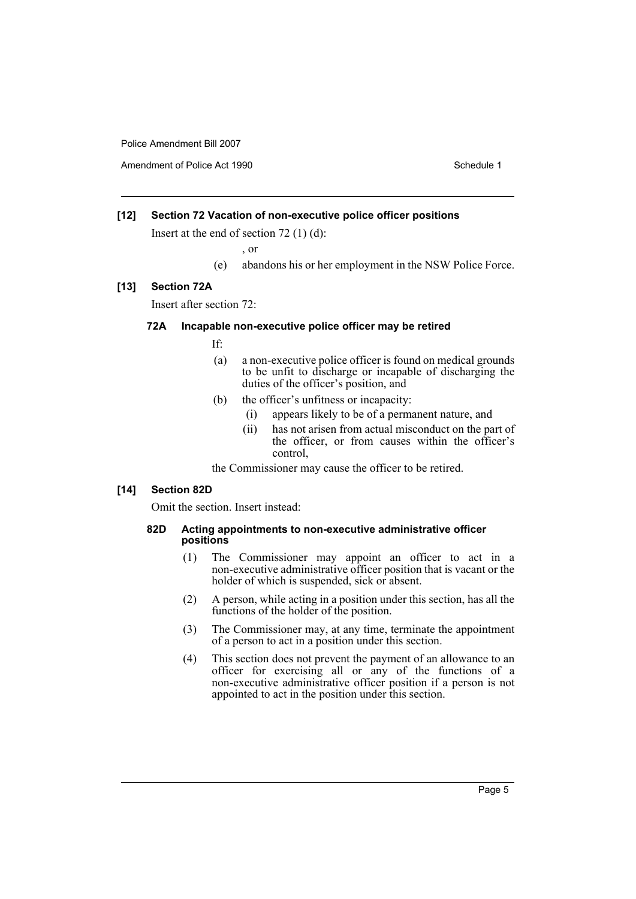### [12] Section 72 Vacation of non-executive police officer positions

Insert at the end of section 72 (1) (d):

, or

(e) abandons his or her employment in the NSW Police Force.

### [13] Section 72A

Insert after section 72:

#### 72A Incapable non-executive police officer may be retired

If:

(a) a non-executive police officer is found on medical grounds to be unfit to discharge or incapable of discharging the duties of the officer's position, and

(b) the officer's unfitness or incapacity:

(i) appears likely to be of a permanent nature, and

(ii) has not arisen from actual misconduct on the part of the officer, or from causes within the officer's control,

the Commissioner may cause the officer to be retired.

### [14] Section 82D

Omit the section. Insert instead:

#### 82D Acting appointments to non-executive administrative officer positions

(1) The Commissioner may appoint an officer to act in a non-executive administrative officer position that is vacant or the holder of which is suspended, sick or absent.

(2) A person, while acting in a position under this section, has all the functions of the holder of the position.

(3) The Commissioner may, at any time, terminate the appointment of a person to act in a position under this section.

(4) This section does not prevent the payment of an allowance to an officer for exercising all or any of the functions of a non-executive administrative officer position if a person is not appointed to act in the position under this section.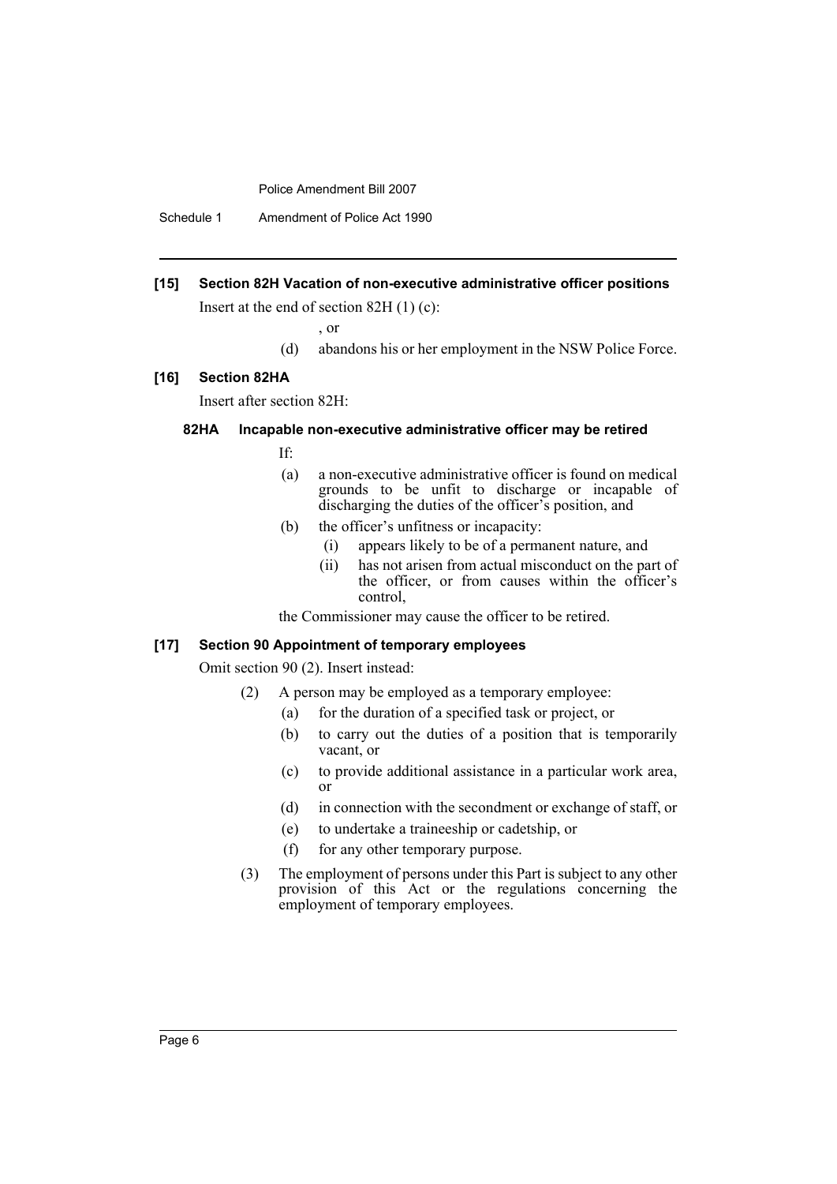**[15] Section 82H Vacation of non-executive administrative officer positions**

Insert at the end of section 82H (1) (c):

, or

(d) abandons his or her employment in the NSW Police Force.

**[16] Section 82HA**

Insert after section 82H:

**82HA Incapable non-executive administrative officer may be retired**

If:

(a) a non-executive administrative officer is found on medical grounds to be unfit to discharge or incapable of discharging the duties of the officer's position, and

(b) the officer's unfitness or incapacity:

(i) appears likely to be of a permanent nature, and

(ii) has not arisen from actual misconduct on the part of the officer, or from causes within the officer's control,

the Commissioner may cause the officer to be retired.

**[17] Section 90 Appointment of temporary employees**

Omit section 90 (2). Insert instead:

(2) A person may be employed as a temporary employee:

(a) for the duration of a specified task or project, or

(b) to carry out the duties of a position that is temporarily vacant, or

(c) to provide additional assistance in a particular work area, or

(d) in connection with the secondment or exchange of staff, or

(e) to undertake a traineeship or cadetship, or

(f) for any other temporary purpose.

(3) The employment of persons under this Part is subject to any other provision of this Act or the regulations concerning the employment of temporary employees.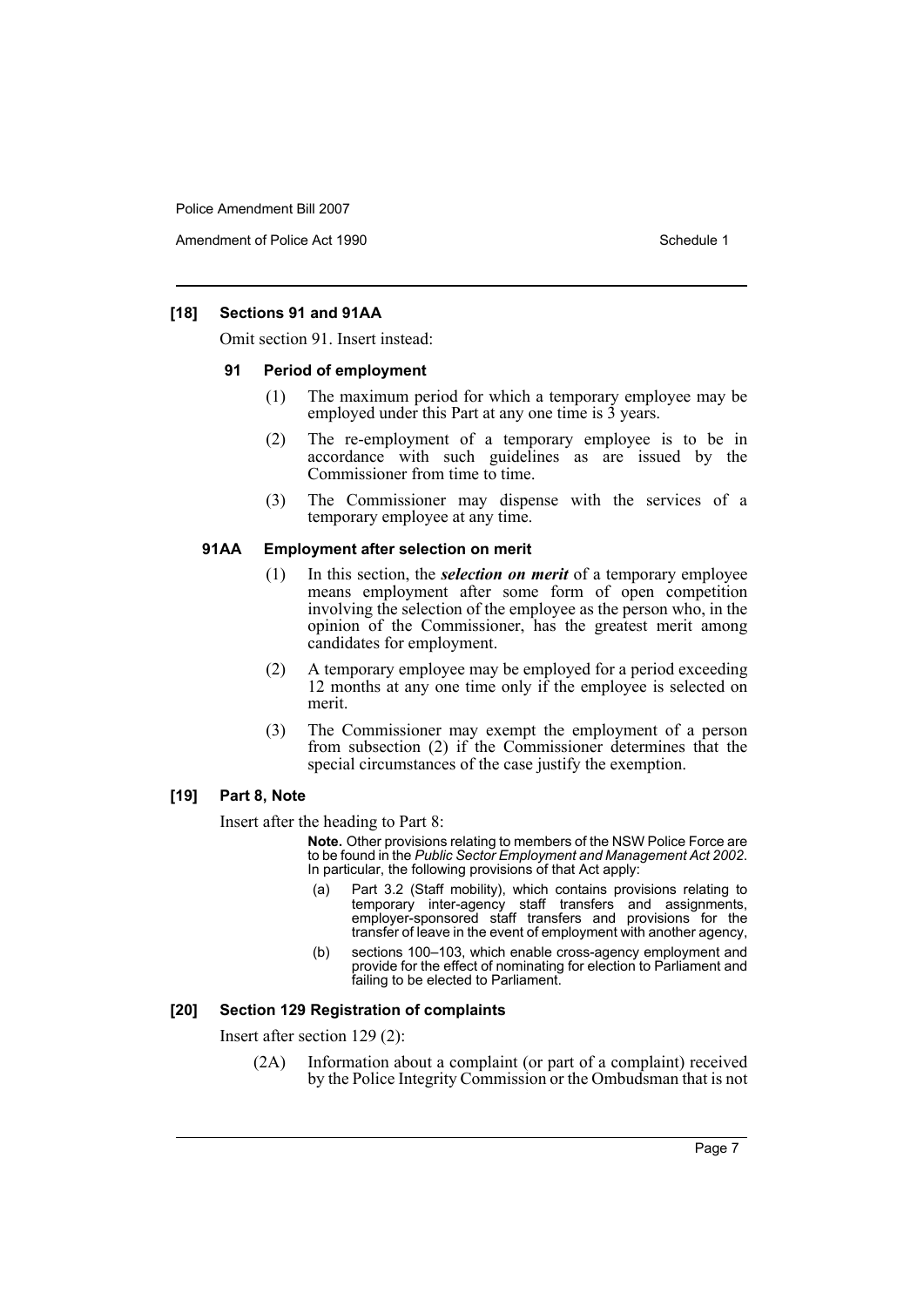#### [18] Sections 91 and 91AA

Omit section 91. Insert instead:

##### 91 Period of employment

(1) The maximum period for which a temporary employee may be employed under this Part at any one time is 3 years.

(2) The re-employment of a temporary employee is to be in accordance with such guidelines as are issued by the Commissioner from time to time.

(3) The Commissioner may dispense with the services of a temporary employee at any time.

##### 91AA Employment after selection on merit

(1) In this section, the ***selection on merit*** of a temporary employee means employment after some form of open competition involving the selection of the employee as the person who, in the opinion of the Commissioner, has the greatest merit among candidates for employment.

(2) A temporary employee may be employed for a period exceeding 12 months at any one time only if the employee is selected on merit.

(3) The Commissioner may exempt the employment of a person from subsection (2) if the Commissioner determines that the special circumstances of the case justify the exemption.

#### [19] Part 8, Note

Insert after the heading to Part 8:

**Note.** Other provisions relating to members of the NSW Police Force are to be found in the *Public Sector Employment and Management Act 2002*. In particular, the following provisions of that Act apply:

(a) Part 3.2 (Staff mobility), which contains provisions relating to temporary inter-agency staff transfers and assignments, employer-sponsored staff transfers and provisions for the transfer of leave in the event of employment with another agency,

(b) sections 100–103, which enable cross-agency employment and provide for the effect of nominating for election to Parliament and failing to be elected to Parliament.

#### [20] Section 129 Registration of complaints

Insert after section 129 (2):

(2A) Information about a complaint (or part of a complaint) received by the Police Integrity Commission or the Ombudsman that is not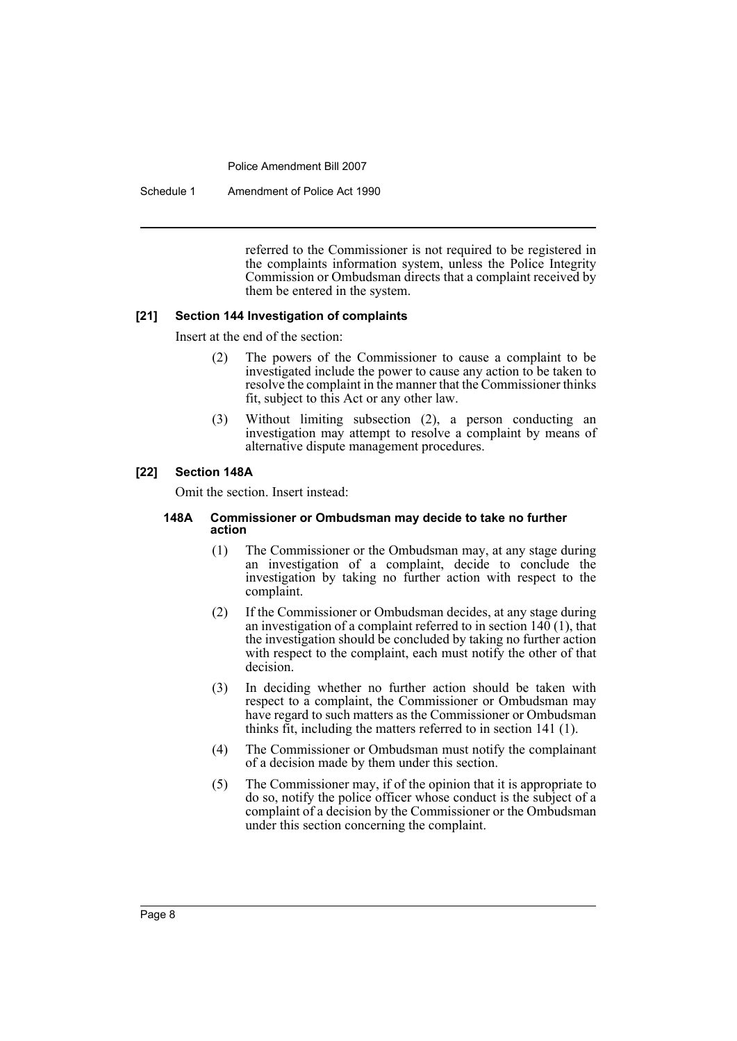referred to the Commissioner is not required to be registered in the complaints information system, unless the Police Integrity Commission or Ombudsman directs that a complaint received by them be entered in the system.

**[21] Section 144 Investigation of complaints**

Insert at the end of the section:

> (2) The powers of the Commissioner to cause a complaint to be investigated include the power to cause any action to be taken to resolve the complaint in the manner that the Commissioner thinks fit, subject to this Act or any other law.
>
> (3) Without limiting subsection (2), a person conducting an investigation may attempt to resolve a complaint by means of alternative dispute management procedures.

**[22] Section 148A**

Omit the section. Insert instead:

> **148A Commissioner or Ombudsman may decide to take no further action**
>
> (1) The Commissioner or the Ombudsman may, at any stage during an investigation of a complaint, decide to conclude the investigation by taking no further action with respect to the complaint.
>
> (2) If the Commissioner or Ombudsman decides, at any stage during an investigation of a complaint referred to in section 140 (1), that the investigation should be concluded by taking no further action with respect to the complaint, each must notify the other of that decision.
>
> (3) In deciding whether no further action should be taken with respect to a complaint, the Commissioner or Ombudsman may have regard to such matters as the Commissioner or Ombudsman thinks fit, including the matters referred to in section 141 (1).
>
> (4) The Commissioner or Ombudsman must notify the complainant of a decision made by them under this section.
>
> (5) The Commissioner may, if of the opinion that it is appropriate to do so, notify the police officer whose conduct is the subject of a complaint of a decision by the Commissioner or the Ombudsman under this section concerning the complaint.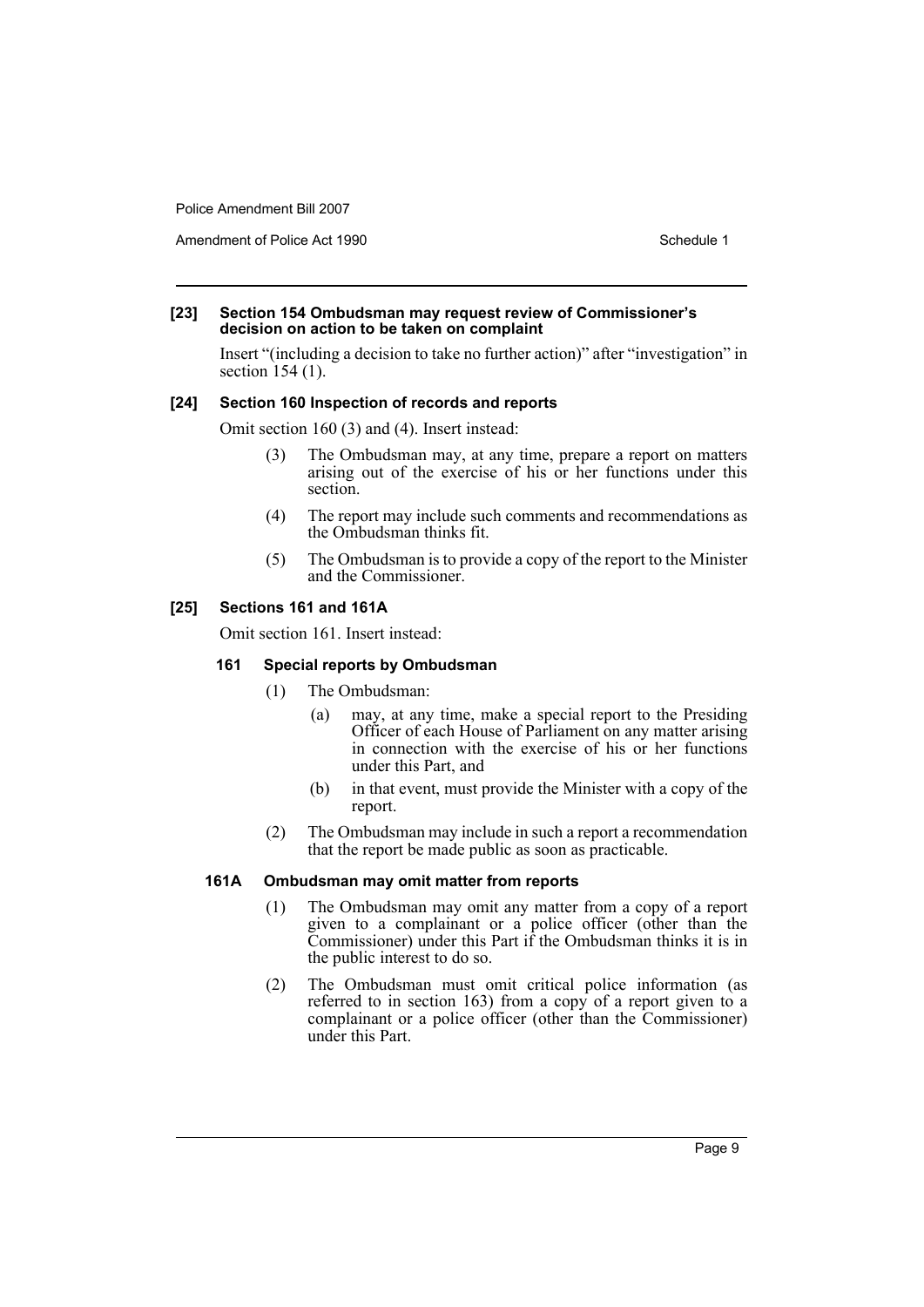**[23] Section 154 Ombudsman may request review of Commissioner's decision on action to be taken on complaint**

Insert "(including a decision to take no further action)" after "investigation" in section 154 (1).

**[24] Section 160 Inspection of records and reports**

Omit section 160 (3) and (4). Insert instead:

> (3) The Ombudsman may, at any time, prepare a report on matters arising out of the exercise of his or her functions under this section.
>
> (4) The report may include such comments and recommendations as the Ombudsman thinks fit.
>
> (5) The Ombudsman is to provide a copy of the report to the Minister and the Commissioner.

**[25] Sections 161 and 161A**

Omit section 161. Insert instead:

> **161 Special reports by Ombudsman**
>
> (1) The Ombudsman:
>
> (a) may, at any time, make a special report to the Presiding Officer of each House of Parliament on any matter arising in connection with the exercise of his or her functions under this Part, and
>
> (b) in that event, must provide the Minister with a copy of the report.
>
> (2) The Ombudsman may include in such a report a recommendation that the report be made public as soon as practicable.
>
> **161A Ombudsman may omit matter from reports**
>
> (1) The Ombudsman may omit any matter from a copy of a report given to a complainant or a police officer (other than the Commissioner) under this Part if the Ombudsman thinks it is in the public interest to do so.
>
> (2) The Ombudsman must omit critical police information (as referred to in section 163) from a copy of a report given to a complainant or a police officer (other than the Commissioner) under this Part.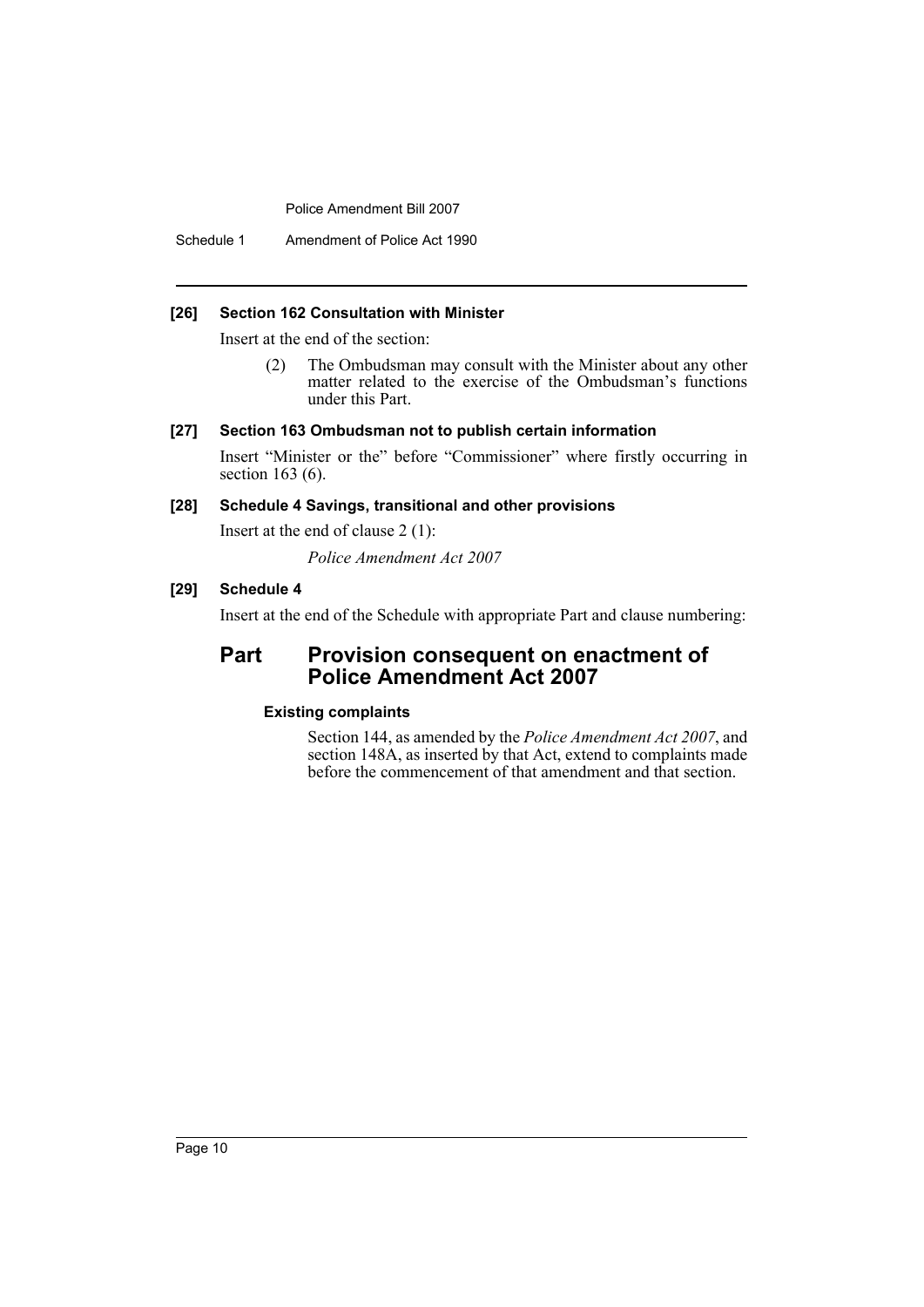**[26] Section 162 Consultation with Minister**

Insert at the end of the section:

(2) The Ombudsman may consult with the Minister about any other matter related to the exercise of the Ombudsman's functions under this Part.

**[27] Section 163 Ombudsman not to publish certain information**

Insert "Minister or the" before "Commissioner" where firstly occurring in section 163 (6).

**[28] Schedule 4 Savings, transitional and other provisions**

Insert at the end of clause 2 (1):

*Police Amendment Act 2007*

**[29] Schedule 4**

Insert at the end of the Schedule with appropriate Part and clause numbering:

## Part Provision consequent on enactment of Police Amendment Act 2007

### Existing complaints

Section 144, as amended by the *Police Amendment Act 2007*, and section 148A, as inserted by that Act, extend to complaints made before the commencement of that amendment and that section.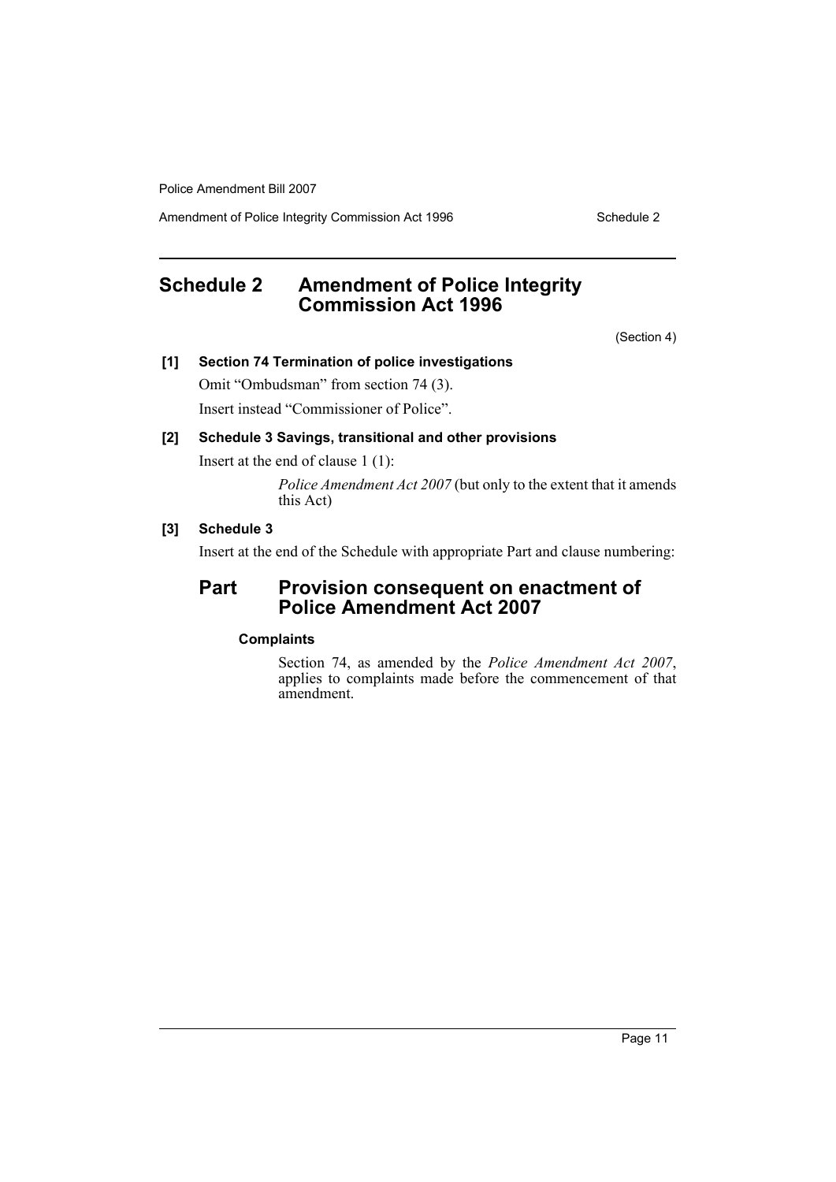# Schedule 2 Amendment of Police Integrity Commission Act 1996

(Section 4)

**[1] Section 74 Termination of police investigations**

Omit "Ombudsman" from section 74 (3).

Insert instead "Commissioner of Police".

**[2] Schedule 3 Savings, transitional and other provisions**

Insert at the end of clause 1 (1):

> *Police Amendment Act 2007* (but only to the extent that it amends this Act)

**[3] Schedule 3**

Insert at the end of the Schedule with appropriate Part and clause numbering:

## Part Provision consequent on enactment of Police Amendment Act 2007

### Complaints

Section 74, as amended by the *Police Amendment Act 2007*, applies to complaints made before the commencement of that amendment.